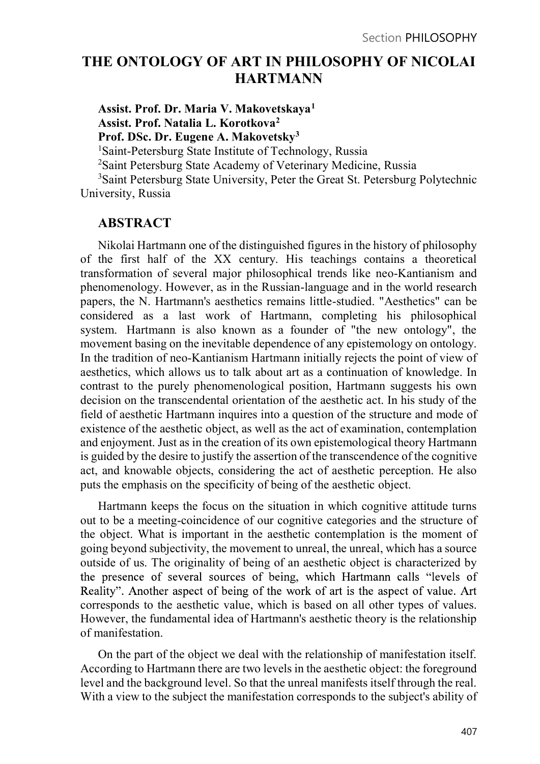# THE ONTOLOGY OF ART IN PHILOSOPHY OF NICOLAI HARTMANN

**Assist. Prof. Dr. Maria V. Makovetskaya[1]**
**Assist. Prof. Natalia L. Korotkova[2]**
**Prof. DSc. Dr. Eugene A. Makovetsky[3]**

[1]Saint-Petersburg State Institute of Technology, Russia
[2]Saint Petersburg State Academy of Veterinary Medicine, Russia
[3]Saint Petersburg State University, Peter the Great St. Petersburg Polytechnic University, Russia

## ABSTRACT

Nikolai Hartmann one of the distinguished figures in the history of philosophy of the first half of the XX century. His teachings contains a theoretical transformation of several major philosophical trends like neo-Kantianism and phenomenology. However, as in the Russian-language and in the world research papers, the N. Hartmann's aesthetics remains little-studied. "Aesthetics" can be considered as a last work of Hartmann, completing his philosophical system. Hartmann is also known as a founder of "the new ontology", the movement basing on the inevitable dependence of any epistemology on ontology. In the tradition of neo-Kantianism Hartmann initially rejects the point of view of aesthetics, which allows us to talk about art as a continuation of knowledge. In contrast to the purely phenomenological position, Hartmann suggests his own decision on the transcendental orientation of the aesthetic act. In his study of the field of aesthetic Hartmann inquires into a question of the structure and mode of existence of the aesthetic object, as well as the act of examination, contemplation and enjoyment. Just as in the creation of its own epistemological theory Hartmann is guided by the desire to justify the assertion of the transcendence of the cognitive act, and knowable objects, considering the act of aesthetic perception. He also puts the emphasis on the specificity of being of the aesthetic object.

Hartmann keeps the focus on the situation in which cognitive attitude turns out to be a meeting-coincidence of our cognitive categories and the structure of the object. What is important in the aesthetic contemplation is the moment of going beyond subjectivity, the movement to unreal, the unreal, which has a source outside of us. The originality of being of an aesthetic object is characterized by the presence of several sources of being, which Hartmann calls "levels of Reality". Another aspect of being of the work of art is the aspect of value. Art corresponds to the aesthetic value, which is based on all other types of values. However, the fundamental idea of Hartmann's aesthetic theory is the relationship of manifestation.

On the part of the object we deal with the relationship of manifestation itself. According to Hartmann there are two levels in the aesthetic object: the foreground level and the background level. So that the unreal manifests itself through the real. With a view to the subject the manifestation corresponds to the subject's ability of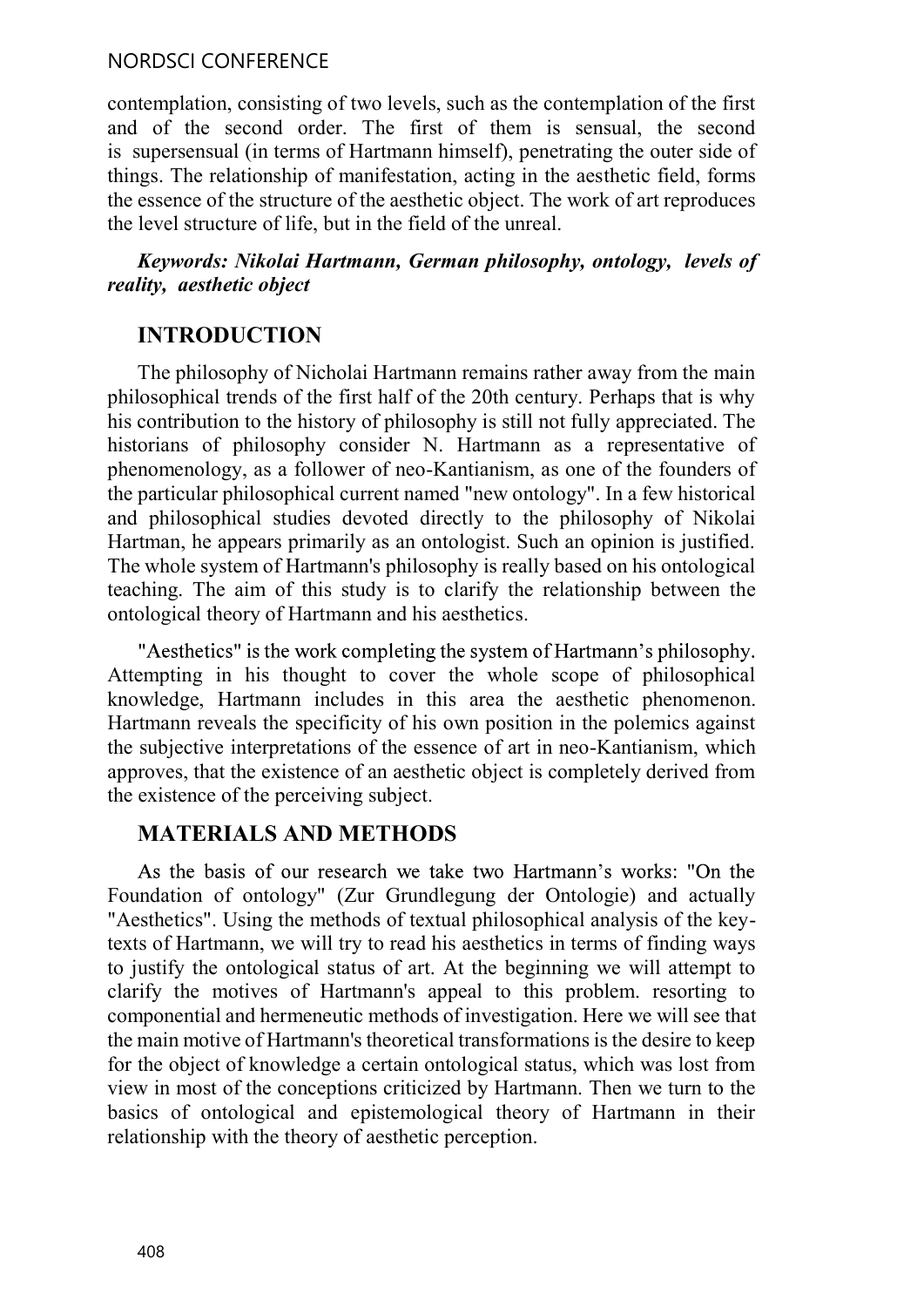contemplation, consisting of two levels, such as the contemplation of the first and of the second order. The first of them is sensual, the second is supersensual (in terms of Hartmann himself), penetrating the outer side of things. The relationship of manifestation, acting in the aesthetic field, forms the essence of the structure of the aesthetic object. The work of art reproduces the level structure of life, but in the field of the unreal.

***Keywords: Nikolai Hartmann, German philosophy, ontology, levels of reality, aesthetic object***

## INTRODUCTION

The philosophy of Nicholai Hartmann remains rather away from the main philosophical trends of the first half of the 20th century. Perhaps that is why his contribution to the history of philosophy is still not fully appreciated. The historians of philosophy consider N. Hartmann as a representative of phenomenology, as a follower of neo-Kantianism, as one of the founders of the particular philosophical current named "new ontology". In a few historical and philosophical studies devoted directly to the philosophy of Nikolai Hartman, he appears primarily as an ontologist. Such an opinion is justified. The whole system of Hartmann's philosophy is really based on his ontological teaching. The aim of this study is to clarify the relationship between the ontological theory of Hartmann and his aesthetics.

"Aesthetics" is the work completing the system of Hartmann's philosophy. Attempting in his thought to cover the whole scope of philosophical knowledge, Hartmann includes in this area the aesthetic phenomenon. Hartmann reveals the specificity of his own position in the polemics against the subjective interpretations of the essence of art in neo-Kantianism, which approves, that the existence of an aesthetic object is completely derived from the existence of the perceiving subject.

## MATERIALS AND METHODS

As the basis of our research we take two Hartmann's works: "On the Foundation of ontology" (Zur Grundlegung der Ontologie) and actually "Aesthetics". Using the methods of textual philosophical analysis of the key-texts of Hartmann, we will try to read his aesthetics in terms of finding ways to justify the ontological status of art. At the beginning we will attempt to clarify the motives of Hartmann's appeal to this problem. resorting to componential and hermeneutic methods of investigation. Here we will see that the main motive of Hartmann's theoretical transformations is the desire to keep for the object of knowledge a certain ontological status, which was lost from view in most of the conceptions criticized by Hartmann. Then we turn to the basics of ontological and epistemological theory of Hartmann in their relationship with the theory of aesthetic perception.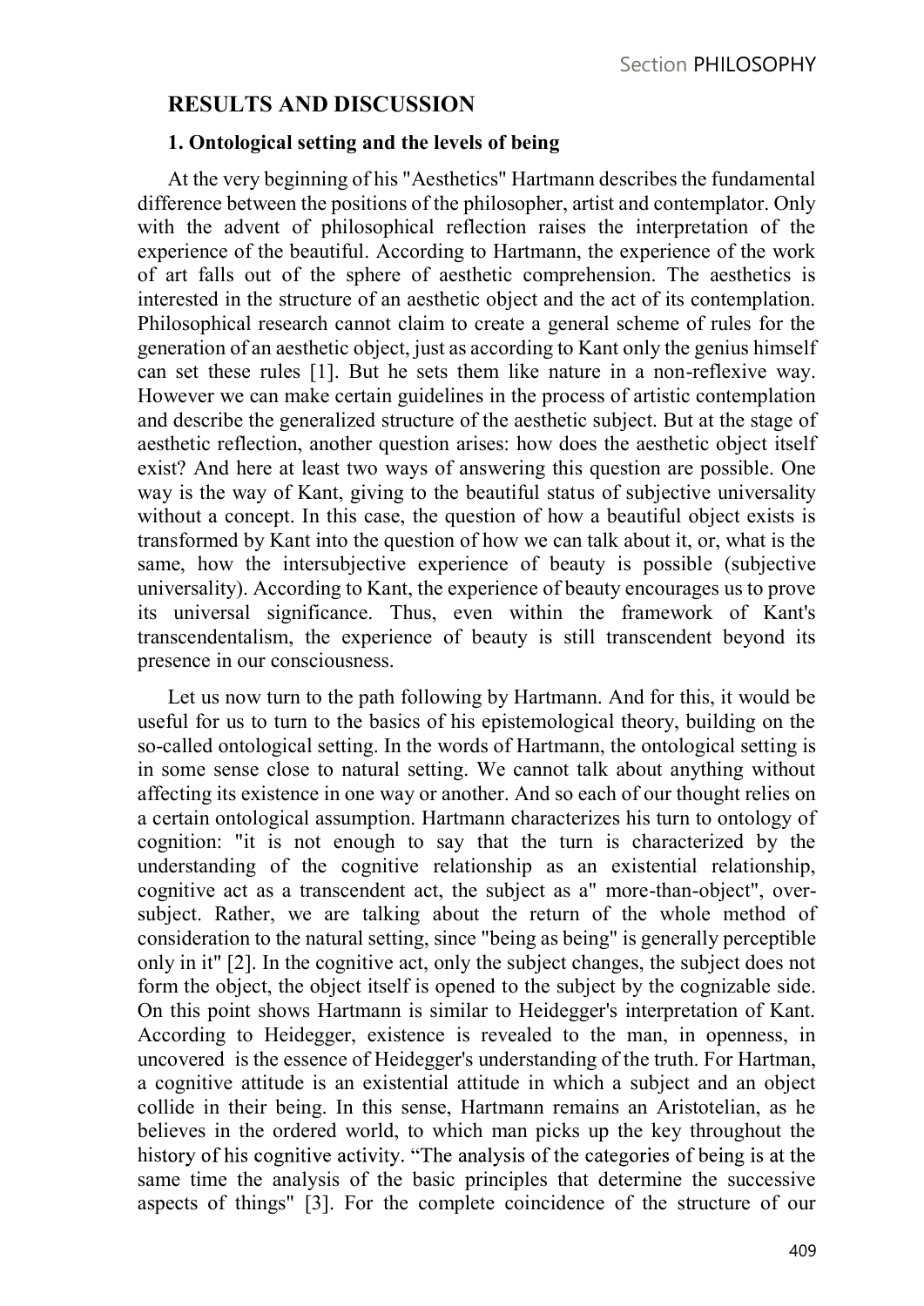## RESULTS AND DISCUSSION

### 1. Ontological setting and the levels of being

At the very beginning of his "Aesthetics" Hartmann describes the fundamental difference between the positions of the philosopher, artist and contemplator. Only with the advent of philosophical reflection raises the interpretation of the experience of the beautiful. According to Hartmann, the experience of the work of art falls out of the sphere of aesthetic comprehension. The aesthetics is interested in the structure of an aesthetic object and the act of its contemplation. Philosophical research cannot claim to create a general scheme of rules for the generation of an aesthetic object, just as according to Kant only the genius himself can set these rules [1]. But he sets them like nature in a non-reflexive way. However we can make certain guidelines in the process of artistic contemplation and describe the generalized structure of the aesthetic subject. But at the stage of aesthetic reflection, another question arises: how does the aesthetic object itself exist? And here at least two ways of answering this question are possible. One way is the way of Kant, giving to the beautiful status of subjective universality without a concept. In this case, the question of how a beautiful object exists is transformed by Kant into the question of how we can talk about it, or, what is the same, how the intersubjective experience of beauty is possible (subjective universality). According to Kant, the experience of beauty encourages us to prove its universal significance. Thus, even within the framework of Kant's transcendentalism, the experience of beauty is still transcendent beyond its presence in our consciousness.

Let us now turn to the path following by Hartmann. And for this, it would be useful for us to turn to the basics of his epistemological theory, building on the so-called ontological setting. In the words of Hartmann, the ontological setting is in some sense close to natural setting. We cannot talk about anything without affecting its existence in one way or another. And so each of our thought relies on a certain ontological assumption. Hartmann characterizes his turn to ontology of cognition: "it is not enough to say that the turn is characterized by the understanding of the cognitive relationship as an existential relationship, cognitive act as a transcendent act, the subject as a" more-than-object", over-subject. Rather, we are talking about the return of the whole method of consideration to the natural setting, since "being as being" is generally perceptible only in it" [2]. In the cognitive act, only the subject changes, the subject does not form the object, the object itself is opened to the subject by the cognizable side. On this point shows Hartmann is similar to Heidegger's interpretation of Kant. According to Heidegger, existence is revealed to the man, in openness, in uncovered is the essence of Heidegger's understanding of the truth. For Hartman, a cognitive attitude is an existential attitude in which a subject and an object collide in their being. In this sense, Hartmann remains an Aristotelian, as he believes in the ordered world, to which man picks up the key throughout the history of his cognitive activity. "The analysis of the categories of being is at the same time the analysis of the basic principles that determine the successive aspects of things" [3]. For the complete coincidence of the structure of our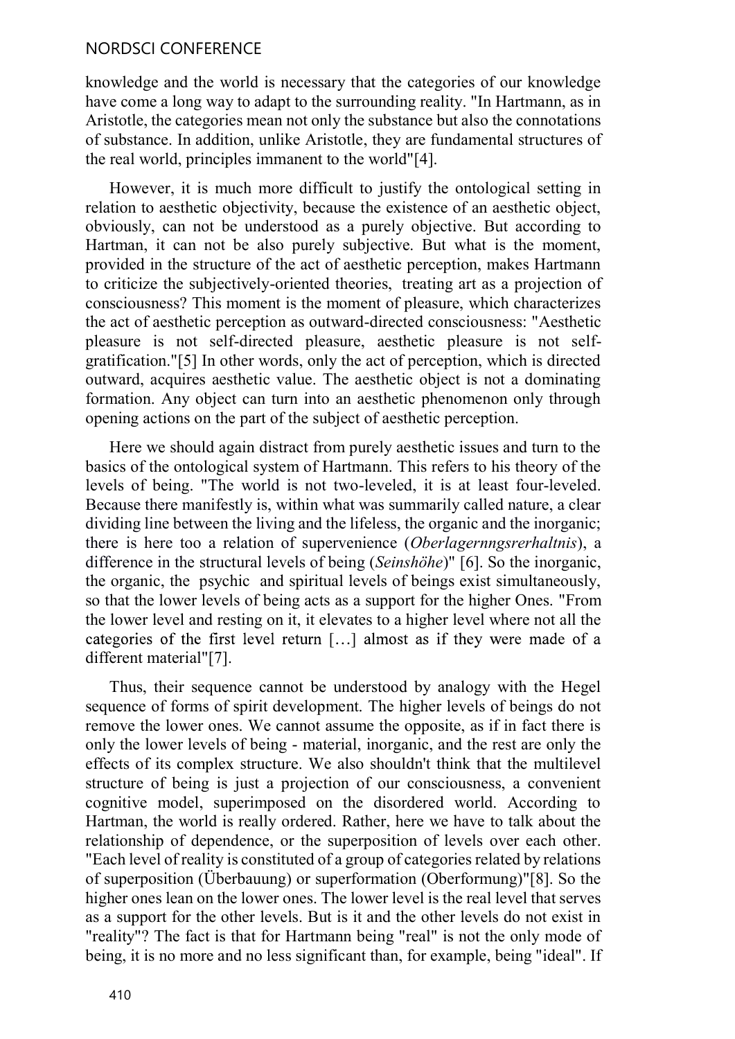knowledge and the world is necessary that the categories of our knowledge have come a long way to adapt to the surrounding reality. "In Hartmann, as in Aristotle, the categories mean not only the substance but also the connotations of substance. In addition, unlike Aristotle, they are fundamental structures of the real world, principles immanent to the world"[4].

However, it is much more difficult to justify the ontological setting in relation to aesthetic objectivity, because the existence of an aesthetic object, obviously, can not be understood as a purely objective. But according to Hartman, it can not be also purely subjective. But what is the moment, provided in the structure of the act of aesthetic perception, makes Hartmann to criticize the subjectively-oriented theories, treating art as a projection of consciousness? This moment is the moment of pleasure, which characterizes the act of aesthetic perception as outward-directed consciousness: "Aesthetic pleasure is not self-directed pleasure, aesthetic pleasure is not self-gratification."[5] In other words, only the act of perception, which is directed outward, acquires aesthetic value. The aesthetic object is not a dominating formation. Any object can turn into an aesthetic phenomenon only through opening actions on the part of the subject of aesthetic perception.

Here we should again distract from purely aesthetic issues and turn to the basics of the ontological system of Hartmann. This refers to his theory of the levels of being. "The world is not two-leveled, it is at least four-leveled. Because there manifestly is, within what was summarily called nature, a clear dividing line between the living and the lifeless, the organic and the inorganic; there is here too a relation of supervenience (*Oberlagernngsrerhaltnis*), a difference in the structural levels of being (*Seinshöhe*)" [6]. So the inorganic, the organic, the psychic and spiritual levels of beings exist simultaneously, so that the lower levels of being acts as a support for the higher Ones. "From the lower level and resting on it, it elevates to a higher level where not all the categories of the first level return […] almost as if they were made of a different material"[7].

Thus, their sequence cannot be understood by analogy with the Hegel sequence of forms of spirit development. The higher levels of beings do not remove the lower ones. We cannot assume the opposite, as if in fact there is only the lower levels of being - material, inorganic, and the rest are only the effects of its complex structure. We also shouldn't think that the multilevel structure of being is just a projection of our consciousness, a convenient cognitive model, superimposed on the disordered world. According to Hartman, the world is really ordered. Rather, here we have to talk about the relationship of dependence, or the superposition of levels over each other. "Each level of reality is constituted of a group of categories related by relations of superposition (Überbauung) or superformation (Oberformung)"[8]. So the higher ones lean on the lower ones. The lower level is the real level that serves as a support for the other levels. But is it and the other levels do not exist in "reality"? The fact is that for Hartmann being "real" is not the only mode of being, it is no more and no less significant than, for example, being "ideal". If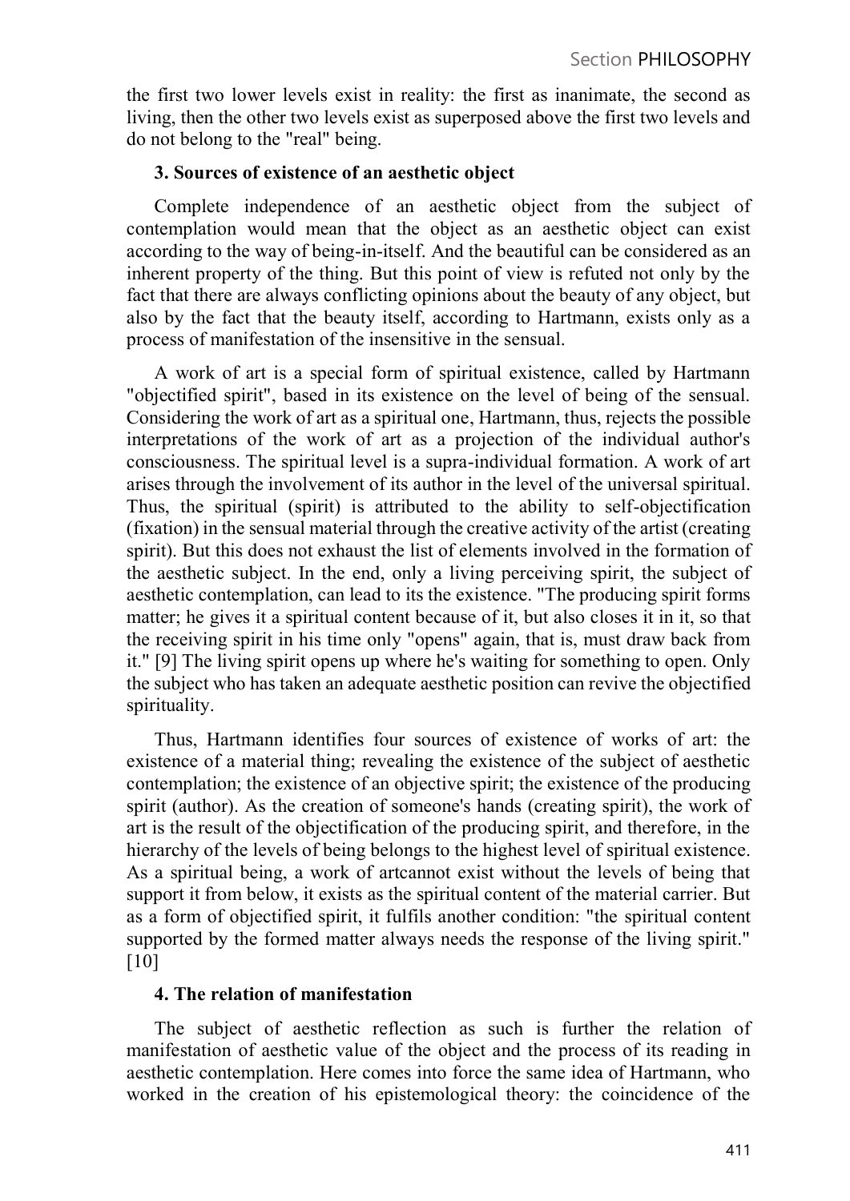the first two lower levels exist in reality: the first as inanimate, the second as living, then the other two levels exist as superposed above the first two levels and do not belong to the "real" being.

### 3. Sources of existence of an aesthetic object

Complete independence of an aesthetic object from the subject of contemplation would mean that the object as an aesthetic object can exist according to the way of being-in-itself. And the beautiful can be considered as an inherent property of the thing. But this point of view is refuted not only by the fact that there are always conflicting opinions about the beauty of any object, but also by the fact that the beauty itself, according to Hartmann, exists only as a process of manifestation of the insensitive in the sensual.

A work of art is a special form of spiritual existence, called by Hartmann "objectified spirit", based in its existence on the level of being of the sensual. Considering the work of art as a spiritual one, Hartmann, thus, rejects the possible interpretations of the work of art as a projection of the individual author's consciousness. The spiritual level is a supra-individual formation. A work of art arises through the involvement of its author in the level of the universal spiritual. Thus, the spiritual (spirit) is attributed to the ability to self-objectification (fixation) in the sensual material through the creative activity of the artist (creating spirit). But this does not exhaust the list of elements involved in the formation of the aesthetic subject. In the end, only a living perceiving spirit, the subject of aesthetic contemplation, can lead to its the existence. "The producing spirit forms matter; he gives it a spiritual content because of it, but also closes it in it, so that the receiving spirit in his time only "opens" again, that is, must draw back from it." [9] The living spirit opens up where he's waiting for something to open. Only the subject who has taken an adequate aesthetic position can revive the objectified spirituality.

Thus, Hartmann identifies four sources of existence of works of art: the existence of a material thing; revealing the existence of the subject of aesthetic contemplation; the existence of an objective spirit; the existence of the producing spirit (author). As the creation of someone's hands (creating spirit), the work of art is the result of the objectification of the producing spirit, and therefore, in the hierarchy of the levels of being belongs to the highest level of spiritual existence. As a spiritual being, a work of artcannot exist without the levels of being that support it from below, it exists as the spiritual content of the material carrier. But as a form of objectified spirit, it fulfils another condition: "the spiritual content supported by the formed matter always needs the response of the living spirit." [10]

### 4. The relation of manifestation

The subject of aesthetic reflection as such is further the relation of manifestation of aesthetic value of the object and the process of its reading in aesthetic contemplation. Here comes into force the same idea of Hartmann, who worked in the creation of his epistemological theory: the coincidence of the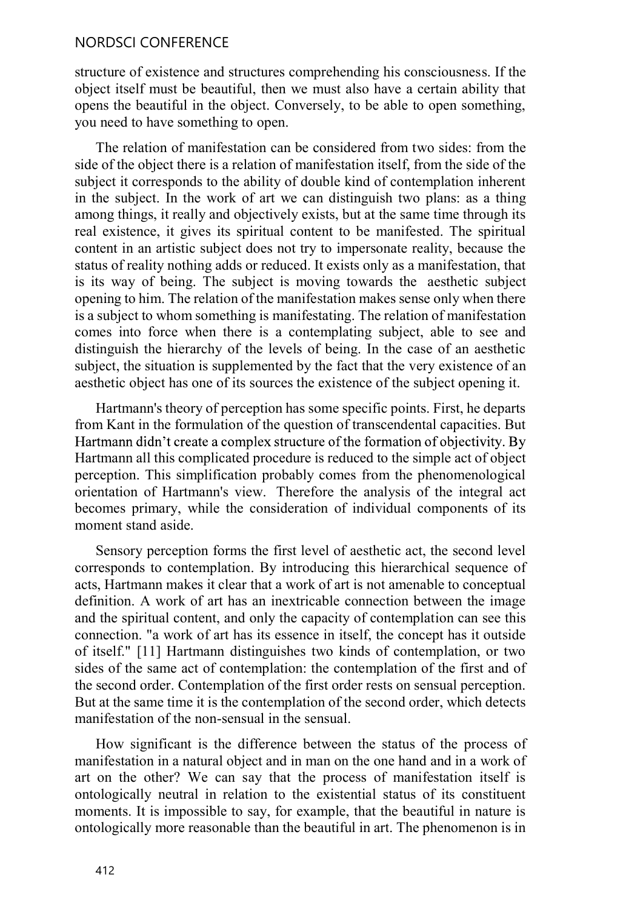structure of existence and structures comprehending his consciousness. If the object itself must be beautiful, then we must also have a certain ability that opens the beautiful in the object. Conversely, to be able to open something, you need to have something to open.

The relation of manifestation can be considered from two sides: from the side of the object there is a relation of manifestation itself, from the side of the subject it corresponds to the ability of double kind of contemplation inherent in the subject. In the work of art we can distinguish two plans: as a thing among things, it really and objectively exists, but at the same time through its real existence, it gives its spiritual content to be manifested. The spiritual content in an artistic subject does not try to impersonate reality, because the status of reality nothing adds or reduced. It exists only as a manifestation, that is its way of being. The subject is moving towards the aesthetic subject opening to him. The relation of the manifestation makes sense only when there is a subject to whom something is manifestating. The relation of manifestation comes into force when there is a contemplating subject, able to see and distinguish the hierarchy of the levels of being. In the case of an aesthetic subject, the situation is supplemented by the fact that the very existence of an aesthetic object has one of its sources the existence of the subject opening it.

Hartmann's theory of perception has some specific points. First, he departs from Kant in the formulation of the question of transcendental capacities. But Hartmann didn't create a complex structure of the formation of objectivity. By Hartmann all this complicated procedure is reduced to the simple act of object perception. This simplification probably comes from the phenomenological orientation of Hartmann's view. Therefore the analysis of the integral act becomes primary, while the consideration of individual components of its moment stand aside.

Sensory perception forms the first level of aesthetic act, the second level corresponds to contemplation. By introducing this hierarchical sequence of acts, Hartmann makes it clear that a work of art is not amenable to conceptual definition. A work of art has an inextricable connection between the image and the spiritual content, and only the capacity of contemplation can see this connection. "a work of art has its essence in itself, the concept has it outside of itself." [11] Hartmann distinguishes two kinds of contemplation, or two sides of the same act of contemplation: the contemplation of the first and of the second order. Contemplation of the first order rests on sensual perception. But at the same time it is the contemplation of the second order, which detects manifestation of the non-sensual in the sensual.

How significant is the difference between the status of the process of manifestation in a natural object and in man on the one hand and in a work of art on the other? We can say that the process of manifestation itself is ontologically neutral in relation to the existential status of its constituent moments. It is impossible to say, for example, that the beautiful in nature is ontologically more reasonable than the beautiful in art. The phenomenon is in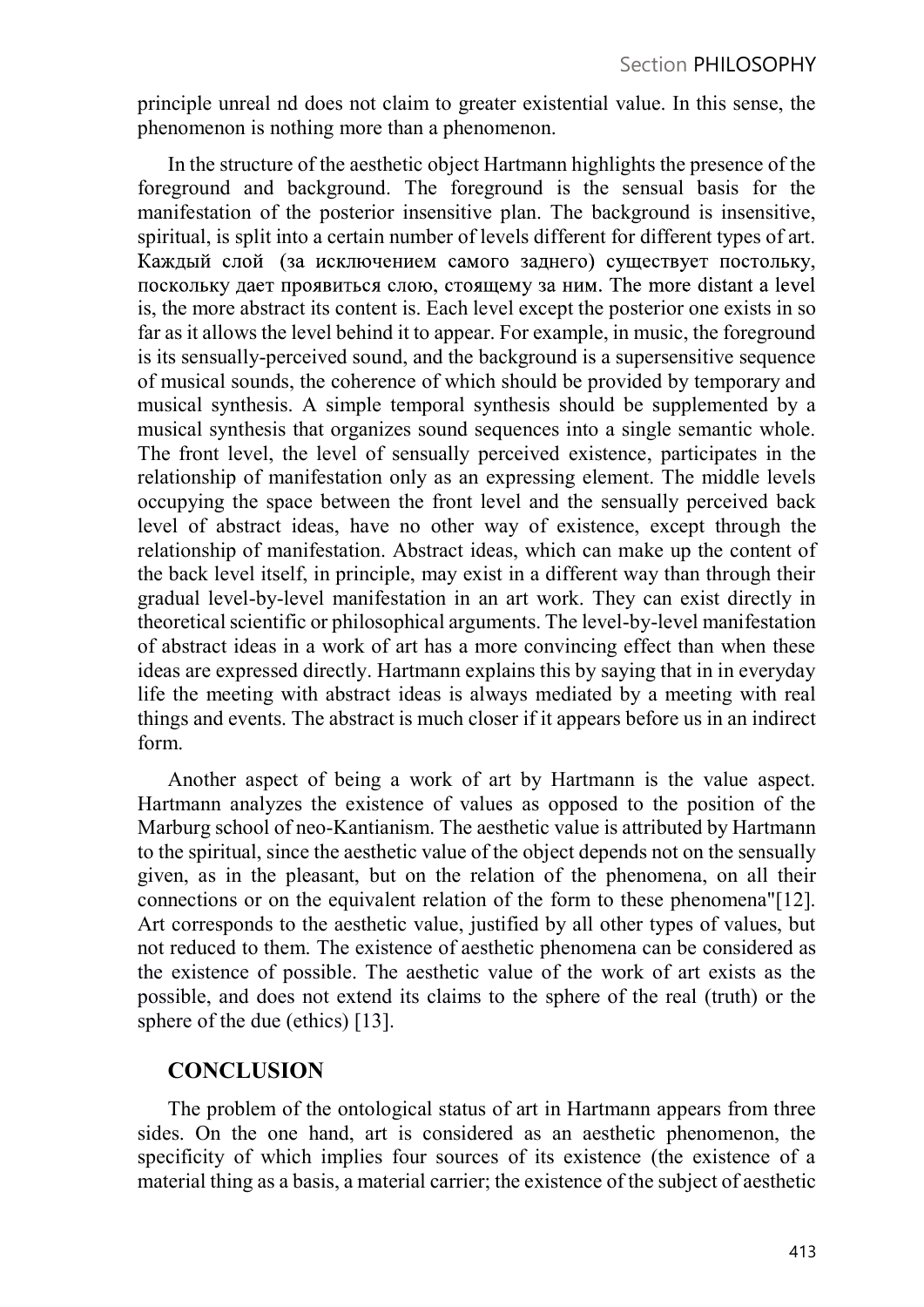principle unreal nd does not claim to greater existential value. In this sense, the phenomenon is nothing more than a phenomenon.

In the structure of the aesthetic object Hartmann highlights the presence of the foreground and background. The foreground is the sensual basis for the manifestation of the posterior insensitive plan. The background is insensitive, spiritual, is split into a certain number of levels different for different types of art. Каждый слой (за исключением самого заднего) существует постольку, поскольку дает проявиться слою, стоящему за ним. The more distant a level is, the more abstract its content is. Each level except the posterior one exists in so far as it allows the level behind it to appear. For example, in music, the foreground is its sensually-perceived sound, and the background is a supersensitive sequence of musical sounds, the coherence of which should be provided by temporary and musical synthesis. A simple temporal synthesis should be supplemented by a musical synthesis that organizes sound sequences into a single semantic whole. The front level, the level of sensually perceived existence, participates in the relationship of manifestation only as an expressing element. The middle levels occupying the space between the front level and the sensually perceived back level of abstract ideas, have no other way of existence, except through the relationship of manifestation. Abstract ideas, which can make up the content of the back level itself, in principle, may exist in a different way than through their gradual level-by-level manifestation in an art work. They can exist directly in theoretical scientific or philosophical arguments. The level-by-level manifestation of abstract ideas in a work of art has a more convincing effect than when these ideas are expressed directly. Hartmann explains this by saying that in in everyday life the meeting with abstract ideas is always mediated by a meeting with real things and events. The abstract is much closer if it appears before us in an indirect form.

Another aspect of being a work of art by Hartmann is the value aspect. Hartmann analyzes the existence of values as opposed to the position of the Marburg school of neo-Kantianism. The aesthetic value is attributed by Hartmann to the spiritual, since the aesthetic value of the object depends not on the sensually given, as in the pleasant, but on the relation of the phenomena, on all their connections or on the equivalent relation of the form to these phenomena"[12]. Art corresponds to the aesthetic value, justified by all other types of values, but not reduced to them. The existence of aesthetic phenomena can be considered as the existence of possible. The aesthetic value of the work of art exists as the possible, and does not extend its claims to the sphere of the real (truth) or the sphere of the due (ethics) [13].

## CONCLUSION

The problem of the ontological status of art in Hartmann appears from three sides. On the one hand, art is considered as an aesthetic phenomenon, the specificity of which implies four sources of its existence (the existence of a material thing as a basis, a material carrier; the existence of the subject of aesthetic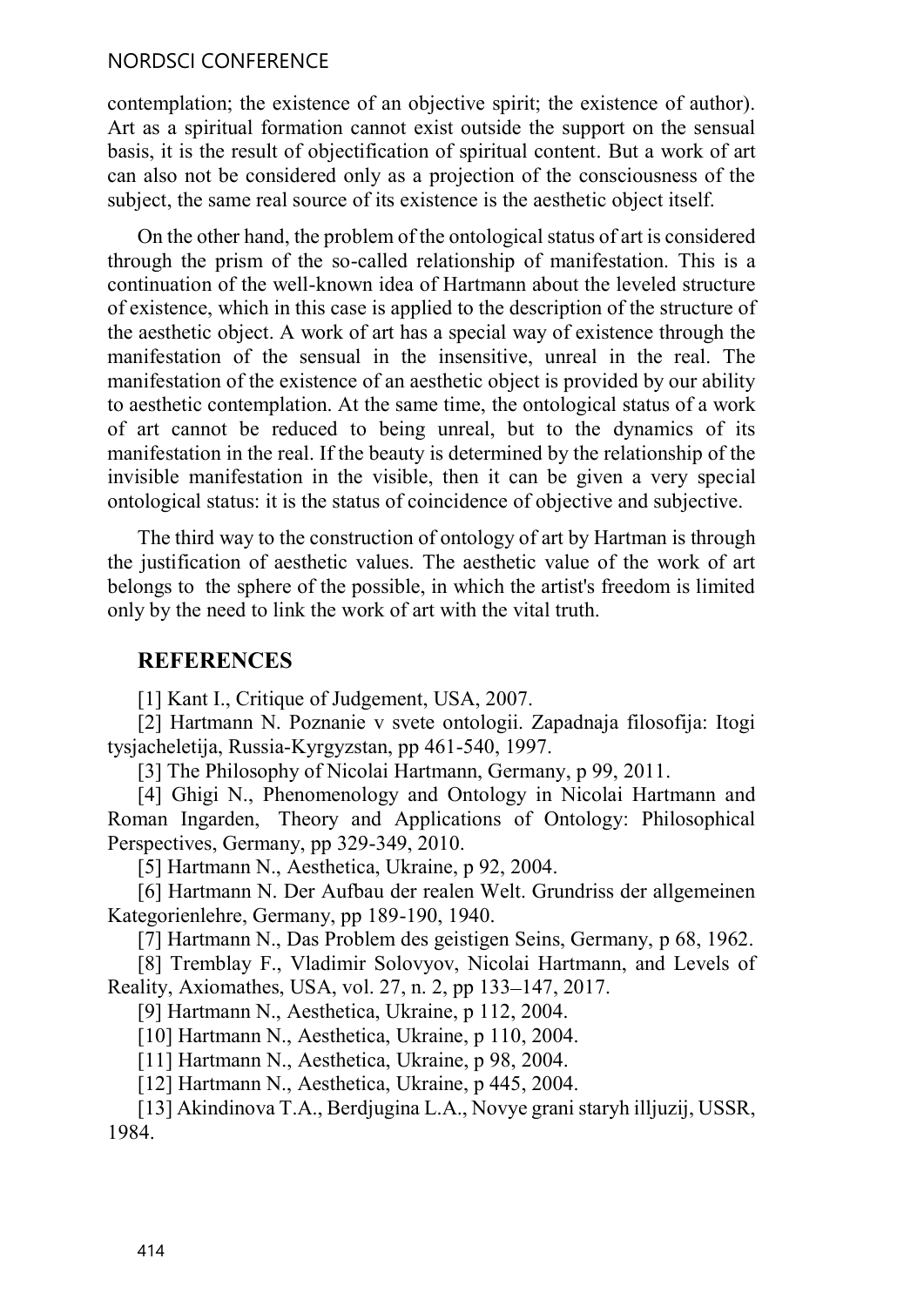contemplation; the existence of an objective spirit; the existence of author). Art as a spiritual formation cannot exist outside the support on the sensual basis, it is the result of objectification of spiritual content. But a work of art can also not be considered only as a projection of the consciousness of the subject, the same real source of its existence is the aesthetic object itself.

On the other hand, the problem of the ontological status of art is considered through the prism of the so-called relationship of manifestation. This is a continuation of the well-known idea of Hartmann about the leveled structure of existence, which in this case is applied to the description of the structure of the aesthetic object. A work of art has a special way of existence through the manifestation of the sensual in the insensitive, unreal in the real. The manifestation of the existence of an aesthetic object is provided by our ability to aesthetic contemplation. At the same time, the ontological status of a work of art cannot be reduced to being unreal, but to the dynamics of its manifestation in the real. If the beauty is determined by the relationship of the invisible manifestation in the visible, then it can be given a very special ontological status: it is the status of coincidence of objective and subjective.

The third way to the construction of ontology of art by Hartman is through the justification of aesthetic values. The aesthetic value of the work of art belongs to the sphere of the possible, in which the artist's freedom is limited only by the need to link the work of art with the vital truth.

## REFERENCES

[1] Kant I., Critique of Judgement, USA, 2007.

[2] Hartmann N. Poznanie v svete ontologii. Zapadnaja filosofija: Itogi tysjacheletija, Russia-Kyrgyzstan, pp 461-540, 1997.

[3] The Philosophy of Nicolai Hartmann, Germany, p 99, 2011.

[4] Ghigi N., Phenomenology and Ontology in Nicolai Hartmann and Roman Ingarden, Theory and Applications of Ontology: Philosophical Perspectives, Germany, pp 329-349, 2010.

[5] Hartmann N., Aesthetica, Ukraine, p 92, 2004.

[6] Hartmann N. Der Aufbau der realen Welt. Grundriss der allgemeinen Kategorienlehre, Germany, pp 189-190, 1940.

[7] Hartmann N., Das Problem des geistigen Seins, Germany, p 68, 1962.

[8] Tremblay F., Vladimir Solovyov, Nicolai Hartmann, and Levels of Reality, Axiomathes, USA, vol. 27, n. 2, pp 133–147, 2017.

[9] Hartmann N., Aesthetica, Ukraine, p 112, 2004.

[10] Hartmann N., Aesthetica, Ukraine, p 110, 2004.

[11] Hartmann N., Aesthetica, Ukraine, p 98, 2004.

[12] Hartmann N., Aesthetica, Ukraine, p 445, 2004.

[13] Akindinova T.A., Berdjugina L.A., Novye grani staryh illjuzij, USSR, 1984.